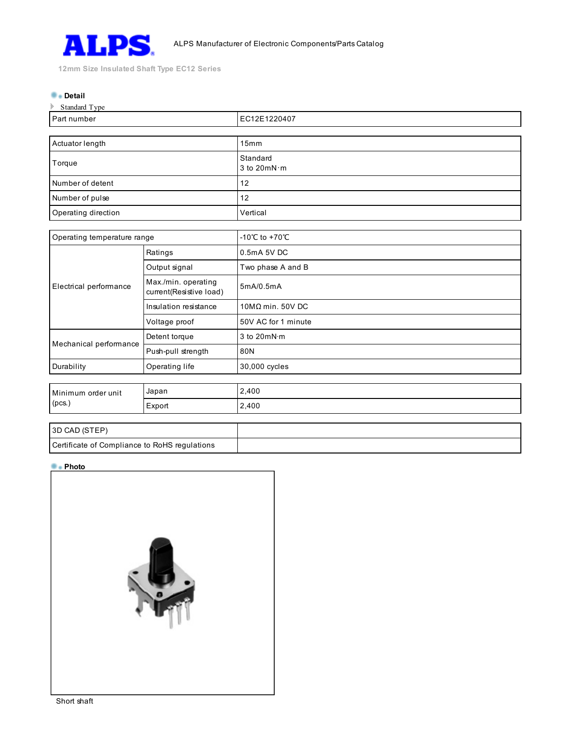ALPS Manufacturer of Electronic Components/Parts Catalog

12mm Size Insulated Shaft Type EC12 Series

## Detail

Standard Type

| Part number | EC12E1220407 |
| --- | --- |

| Actuator length | 15mm |
| --- | --- |
| Torque | Standard<br>3 to 20mN·m |
| Number of detent | 12 |
| Number of pulse | 12 |
| Operating direction | Vertical |

| Operating temperature range | | -10℃ to +70℃ |
| --- | --- | --- |
| Electrical performance | Ratings | 0.5mA 5V DC |
| | Output signal | Two phase A and B |
| | Max./min. operating current(Resistive load) | 5mA/0.5mA |
| | Insulation resistance | 10MΩ min. 50V DC |
| | Voltage proof | 50V AC for 1 minute |
| Mechanical performance | Detent torque | 3 to 20mN·m |
| | Push-pull strength | 80N |
| Durability | Operating life | 30,000 cycles |

| Minimum order unit (pcs.) | Japan | 2,400 |
| --- | --- | --- |
| | Export | 2,400 |

| 3D CAD (STEP) | |
| --- | --- |
| Certificate of Compliance to RoHS regulations | |

## Photo

Short shaft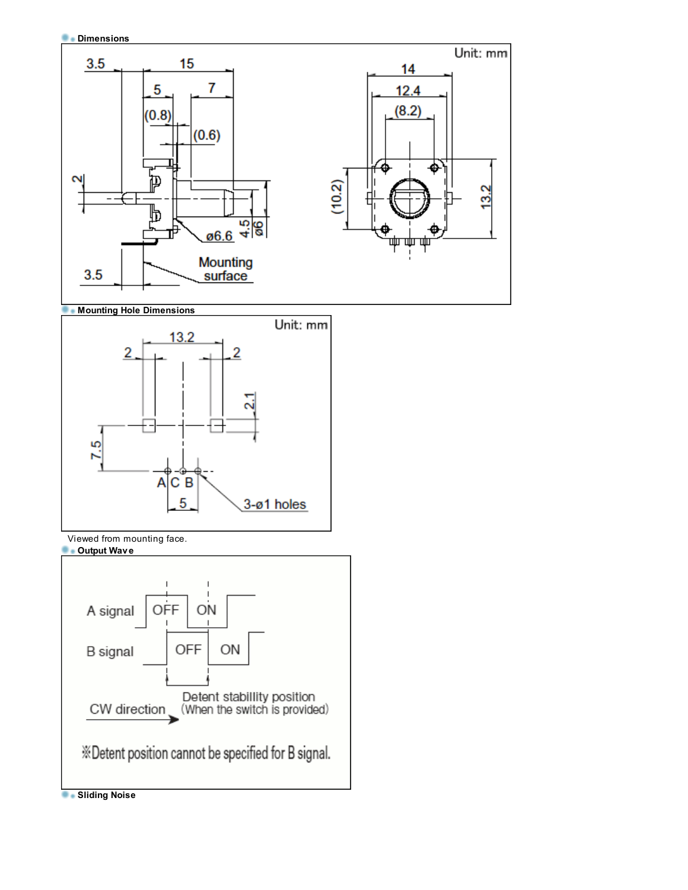### Dimensions

### Mounting Hole Dimensions

Viewed from mounting face.

### Output Wave

### Sliding Noise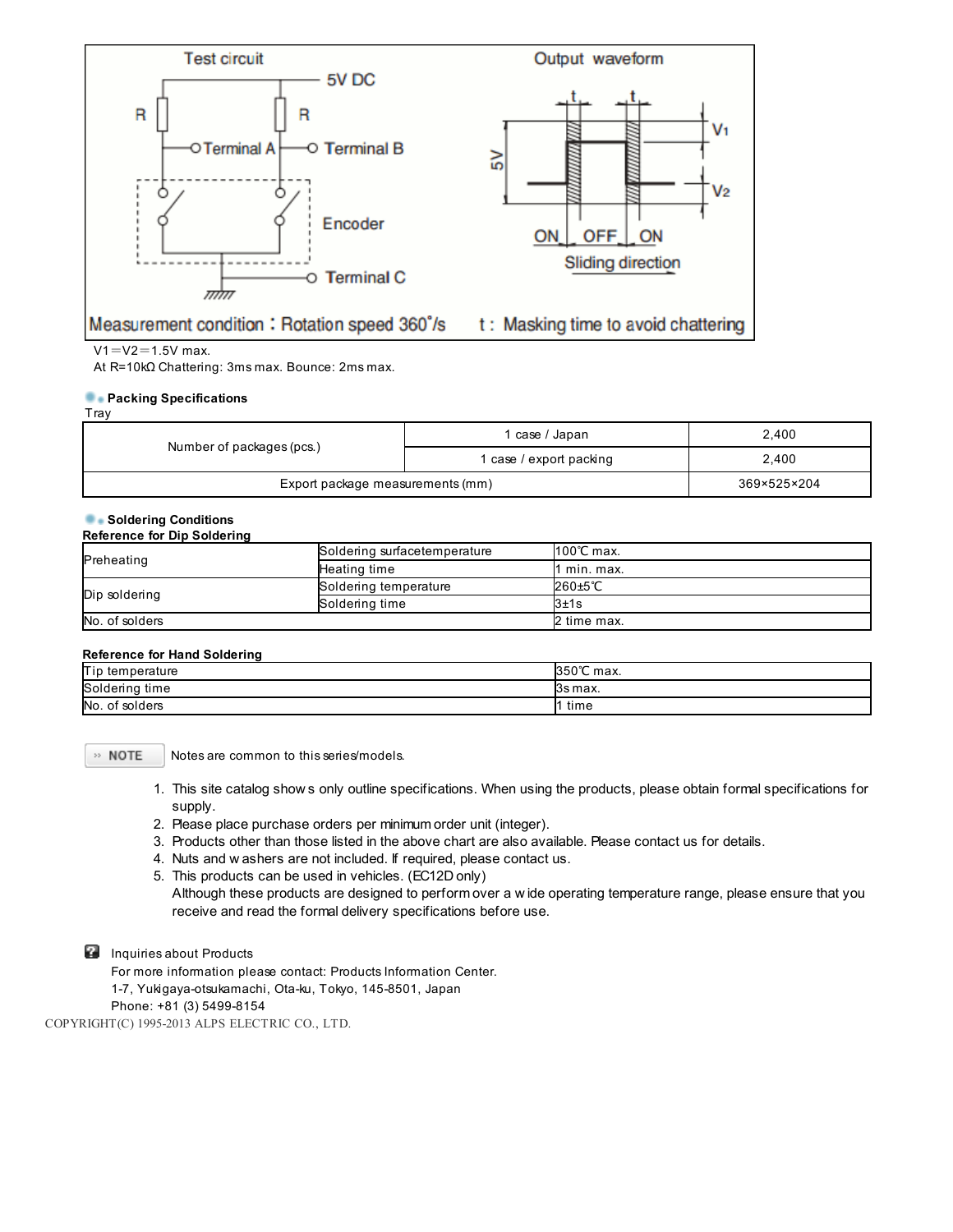Test circuit

5V DC

R

R

Terminal A

Terminal B

Encoder

Terminal C

Output waveform

t

t

V1

5V

V2

ON OFF ON

Sliding direction

Measurement condition：Rotation speed 360˚/s

t：Masking time to avoid chattering

V1＝V2＝1.5V max.

At R=10kΩ Chattering: 3ms max. Bounce: 2ms max.

### Packing Specifications

Tray

| | | |
|---|---|---|
| Number of packages (pcs.) | 1 case / Japan | 2,400 |
| | 1 case / export packing | 2,400 |
| Export package measurements (mm) | | 369×525×204 |

### Soldering Conditions

**Reference for Dip Soldering**

| | | |
|---|---|---|
| Preheating | Soldering surfacetemperature | 100℃ max. |
| | Heating time | 1 min. max. |
| Dip soldering | Soldering temperature | 260±5℃ |
| | Soldering time | 3±1s |
| No. of solders | | 2 time max. |

**Reference for Hand Soldering**

| | |
|---|---|
| Tip temperature | 350℃ max. |
| Soldering time | 3s max. |
| No. of solders | 1 time |

NOTE Notes are common to this series/models.

1. This site catalog shows only outline specifications. When using the products, please obtain formal specifications for supply.
2. Please place purchase orders per minimum order unit (integer).
3. Products other than those listed in the above chart are also available. Please contact us for details.
4. Nuts and washers are not included. If required, please contact us.
5. This products can be used in vehicles. (EC12D only)
   Although these products are designed to perform over a wide operating temperature range, please ensure that you receive and read the formal delivery specifications before use.

Inquiries about Products

For more information please contact: Products Information Center.
1-7, Yukigaya-otsukamachi, Ota-ku, Tokyo, 145-8501, Japan
Phone: +81 (3) 5499-8154

COPYRIGHT(C) 1995-2013 ALPS ELECTRIC CO., LTD.